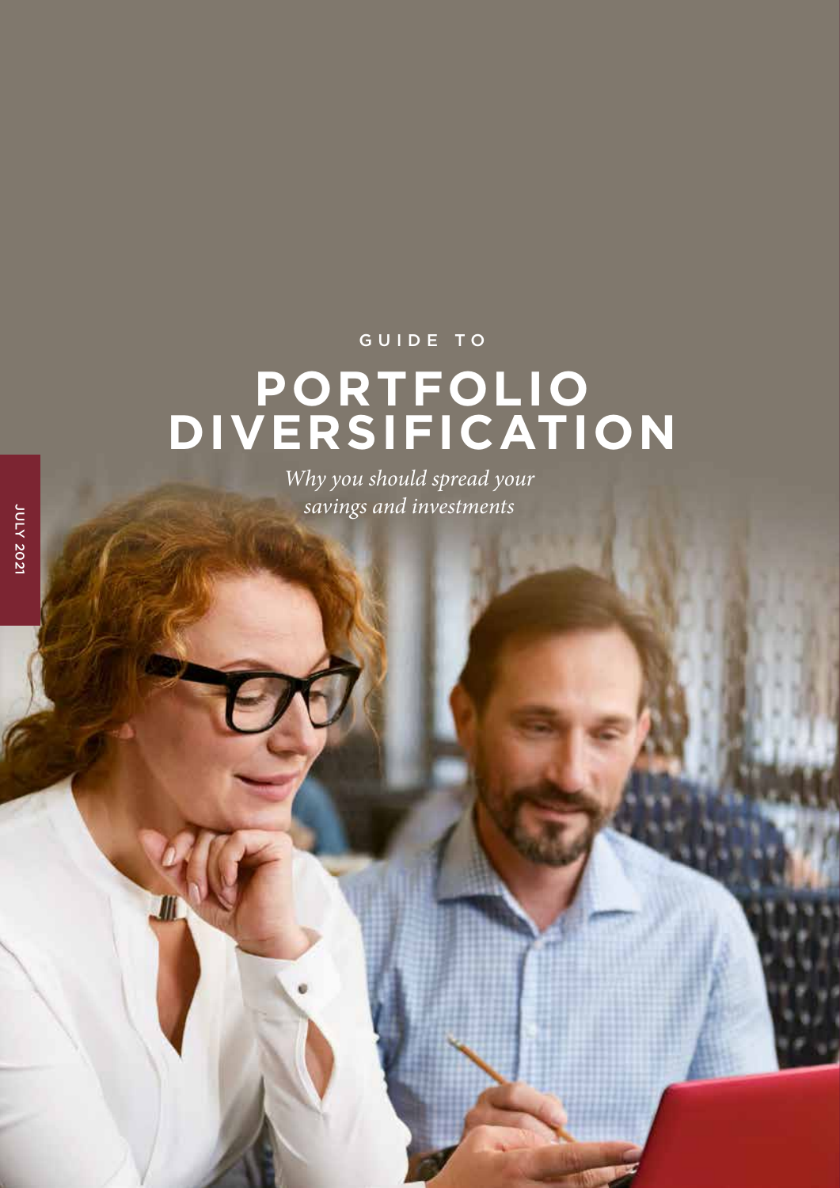GUIDE TO

# PORTFOLIO DIVERSIFICATION

*Why you should spread your savings and investments*

JULY 2021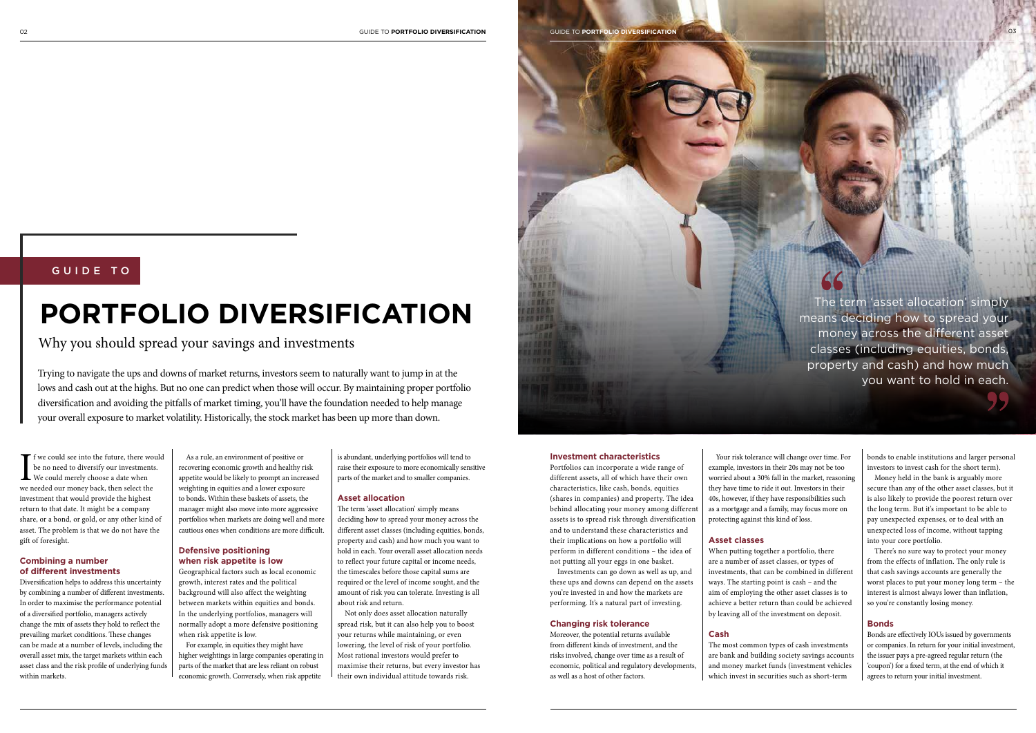GUIDE TO

# PORTFOLIO DIVERSIFICATION

Why you should spread your savings and investments

Trying to navigate the ups and downs of market returns, investors seem to naturally want to jump in at the lows and cash out at the highs. But no one can predict when those will occur. By maintaining proper portfolio diversification and avoiding the pitfalls of market timing, you'll have the foundation needed to help manage your overall exposure to market volatility. Historically, the stock market has been up more than down.

If we could see into the future, there would be no need to diversify our investments. We could merely choose a date when we needed our money back, then select the investment that would provide the highest return to that date. It might be a company share, or a bond, or gold, or any other kind of asset. The problem is that we do not have the gift of foresight.

### Combining a number of different investments

Diversification helps to address this uncertainty by combining a number of different investments. In order to maximise the performance potential of a diversified portfolio, managers actively change the mix of assets they hold to reflect the prevailing market conditions. These changes can be made at a number of levels, including the overall asset mix, the target markets within each asset class and the risk profile of underlying funds within markets.

As a rule, an environment of positive or recovering economic growth and healthy risk appetite would be likely to prompt an increased weighting in equities and a lower exposure to bonds. Within these baskets of assets, the manager might also move into more aggressive portfolios when markets are doing well and more cautious ones when conditions are more difficult.

### Defensive positioning when risk appetite is low

Geographical factors such as local economic growth, interest rates and the political background will also affect the weighting between markets within equities and bonds. In the underlying portfolios, managers will normally adopt a more defensive positioning when risk appetite is low.

For example, in equities they might have higher weightings in large companies operating in parts of the market that are less reliant on robust economic growth. Conversely, when risk appetite is abundant, underlying portfolios will tend to raise their exposure to more economically sensitive parts of the market and to smaller companies.

### Asset allocation

The term 'asset allocation' simply means deciding how to spread your money across the different asset classes (including equities, bonds, property and cash) and how much you want to hold in each. Your overall asset allocation needs to reflect your future capital or income needs, the timescales before those capital sums are required or the level of income sought, and the amount of risk you can tolerate. Investing is all about risk and return.

Not only does asset allocation naturally spread risk, but it can also help you to boost your returns while maintaining, or even lowering, the level of risk of your portfolio. Most rational investors would prefer to maximise their returns, but every investor has their own individual attitude towards risk.

> "The term 'asset allocation' simply means deciding how to spread your money across the different asset classes (including equities, bonds, property and cash) and how much you want to hold in each."

### Investment characteristics

Portfolios can incorporate a wide range of different assets, all of which have their own characteristics, like cash, bonds, equities (shares in companies) and property. The idea behind allocating your money among different assets is to spread risk through diversification and to understand these characteristics and their implications on how a portfolio will perform in different conditions – the idea of not putting all your eggs in one basket.

Investments can go down as well as up, and these ups and downs can depend on the assets you're invested in and how the markets are performing. It's a natural part of investing.

### Changing risk tolerance

Moreover, the potential returns available from different kinds of investment, and the risks involved, change over time as a result of economic, political and regulatory developments, as well as a host of other factors.

Your risk tolerance will change over time. For example, investors in their 20s may not be too worried about a 30% fall in the market, reasoning they have time to ride it out. Investors in their 40s, however, if they have responsibilities such as a mortgage and a family, may focus more on protecting against this kind of loss.

### Asset classes

When putting together a portfolio, there are a number of asset classes, or types of investments, that can be combined in different ways. The starting point is cash – and the aim of employing the other asset classes is to achieve a better return than could be achieved by leaving all of the investment on deposit.

### Cash

The most common types of cash investments are bank and building society savings accounts and money market funds (investment vehicles which invest in securities such as short-term bonds to enable institutions and larger personal investors to invest cash for the short term).

Money held in the bank is arguably more secure than any of the other asset classes, but it is also likely to provide the poorest return over the long term. But it's important to be able to pay unexpected expenses, or to deal with an unexpected loss of income, without tapping into your core portfolio.

There's no sure way to protect your money from the effects of inflation. The only rule is that cash savings accounts are generally the worst places to put your money long term – the interest is almost always lower than inflation, so you're constantly losing money.

### Bonds

Bonds are effectively IOUs issued by governments or companies. In return for your initial investment, the issuer pays a pre-agreed regular return (the 'coupon') for a fixed term, at the end of which it agrees to return your initial investment.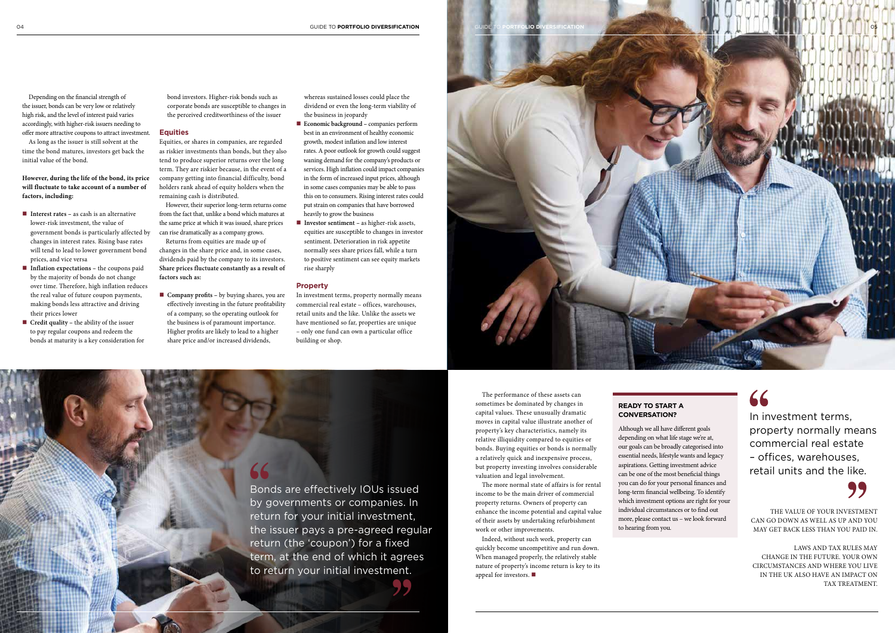Depending on the financial strength of the issuer, bonds can be very low or relatively high risk, and the level of interest paid varies accordingly, with higher-risk issuers needing to offer more attractive coupons to attract investment.

As long as the issuer is still solvent at the time the bond matures, investors get back the initial value of the bond.

**However, during the life of the bond, its price will fluctuate to take account of a number of factors, including:**

- **Interest rates** – as cash is an alternative lower-risk investment, the value of government bonds is particularly affected by changes in interest rates. Rising base rates will tend to lead to lower government bond prices, and vice versa
- **Inflation expectations** – the coupons paid by the majority of bonds do not change over time. Therefore, high inflation reduces the real value of future coupon payments, making bonds less attractive and driving their prices lower
- **Credit quality** – the ability of the issuer to pay regular coupons and redeem the bonds at maturity is a key consideration for bond investors. Higher-risk bonds such as corporate bonds are susceptible to changes in the perceived creditworthiness of the issuer

## Equities

Equities, or shares in companies, are regarded as riskier investments than bonds, but they also tend to produce superior returns over the long term. They are riskier because, in the event of a company getting into financial difficulty, bond holders rank ahead of equity holders when the remaining cash is distributed.

However, their superior long-term returns come from the fact that, unlike a bond which matures at the same price at which it was issued, share prices can rise dramatically as a company grows.

Returns from equities are made up of changes in the share price and, in some cases, dividends paid by the company to its investors. **Share prices fluctuate constantly as a result of factors such as:**

- **Company profits** – by buying shares, you are effectively investing in the future profitability of a company, so the operating outlook for the business is of paramount importance. Higher profits are likely to lead to a higher share price and/or increased dividends, whereas sustained losses could place the dividend or even the long-term viability of the business in jeopardy
- **Economic background** – companies perform best in an environment of healthy economic growth, modest inflation and low interest rates. A poor outlook for growth could suggest waning demand for the company's products or services. High inflation could impact companies in the form of increased input prices, although in some cases companies may be able to pass this on to consumers. Rising interest rates could put strain on companies that have borrowed heavily to grow the business
- **Investor sentiment** – as higher-risk assets, equities are susceptible to changes in investor sentiment. Deterioration in risk appetite normally sees share prices fall, while a turn to positive sentiment can see equity markets rise sharply

## Property

In investment terms, property normally means commercial real estate – offices, warehouses, retail units and the like. Unlike the assets we have mentioned so far, properties are unique – only one fund can own a particular office building or shop.

> "Bonds are effectively IOUs issued by governments or companies. In return for your initial investment, the issuer pays a pre-agreed regular return (the 'coupon') for a fixed term, at the end of which it agrees to return your initial investment."

The performance of these assets can sometimes be dominated by changes in capital values. These unusually dramatic moves in capital value illustrate another of property's key characteristics, namely its relative illiquidity compared to equities or bonds. Buying equities or bonds is normally a relatively quick and inexpensive process, but property investing involves considerable valuation and legal involvement.

The more normal state of affairs is for rental income to be the main driver of commercial property returns. Owners of property can enhance the income potential and capital value of their assets by undertaking refurbishment work or other improvements.

Indeed, without such work, property can quickly become uncompetitive and run down. When managed properly, the relatively stable nature of property's income return is key to its appeal for investors. ■

### READY TO START A CONVERSATION?

Although we all have different goals depending on what life stage we're at, our goals can be broadly categorised into essential needs, lifestyle wants and legacy aspirations. Getting investment advice can be one of the most beneficial things you can do for your personal finances and long-term financial wellbeing. To identify which investment options are right for your individual circumstances or to find out more, please contact us – we look forward to hearing from you.

> "In investment terms, property normally means commercial real estate – offices, warehouses, retail units and the like."

THE VALUE OF YOUR INVESTMENT CAN GO DOWN AS WELL AS UP AND YOU MAY GET BACK LESS THAN YOU PAID IN.

LAWS AND TAX RULES MAY CHANGE IN THE FUTURE. YOUR OWN CIRCUMSTANCES AND WHERE YOU LIVE IN THE UK ALSO HAVE AN IMPACT ON TAX TREATMENT.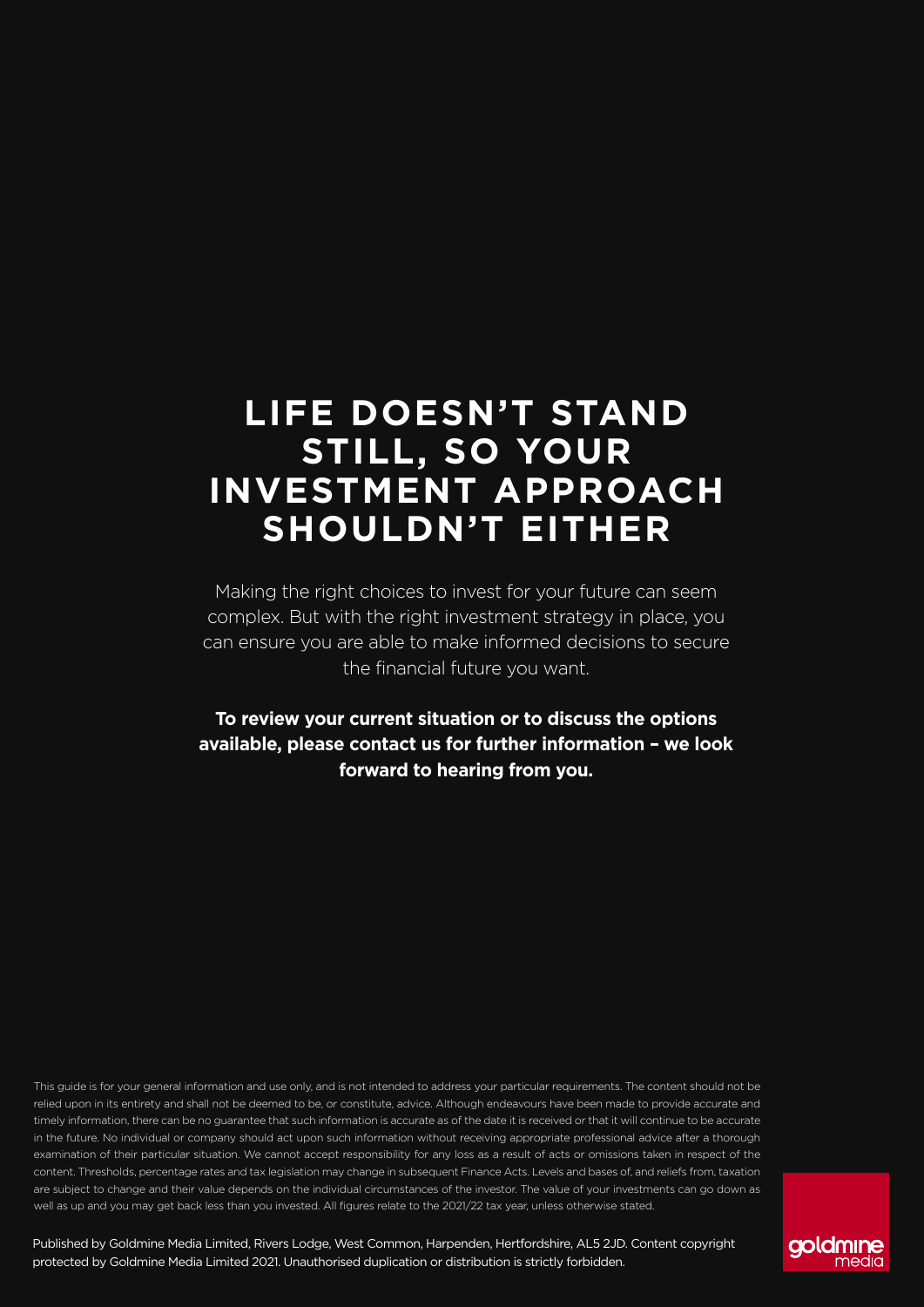# LIFE DOESN'T STAND STILL, SO YOUR INVESTMENT APPROACH SHOULDN'T EITHER

Making the right choices to invest for your future can seem complex. But with the right investment strategy in place, you can ensure you are able to make informed decisions to secure the financial future you want.

**To review your current situation or to discuss the options available, please contact us for further information – we look forward to hearing from you.**

This guide is for your general information and use only, and is not intended to address your particular requirements. The content should not be relied upon in its entirety and shall not be deemed to be, or constitute, advice. Although endeavours have been made to provide accurate and timely information, there can be no guarantee that such information is accurate as of the date it is received or that it will continue to be accurate in the future. No individual or company should act upon such information without receiving appropriate professional advice after a thorough examination of their particular situation. We cannot accept responsibility for any loss as a result of acts or omissions taken in respect of the content. Thresholds, percentage rates and tax legislation may change in subsequent Finance Acts. Levels and bases of, and reliefs from, taxation are subject to change and their value depends on the individual circumstances of the investor. The value of your investments can go down as well as up and you may get back less than you invested. All figures relate to the 2021/22 tax year, unless otherwise stated.

Published by Goldmine Media Limited, Rivers Lodge, West Common, Harpenden, Hertfordshire, AL5 2JD. Content copyright protected by Goldmine Media Limited 2021. Unauthorised duplication or distribution is strictly forbidden.

goldmine media